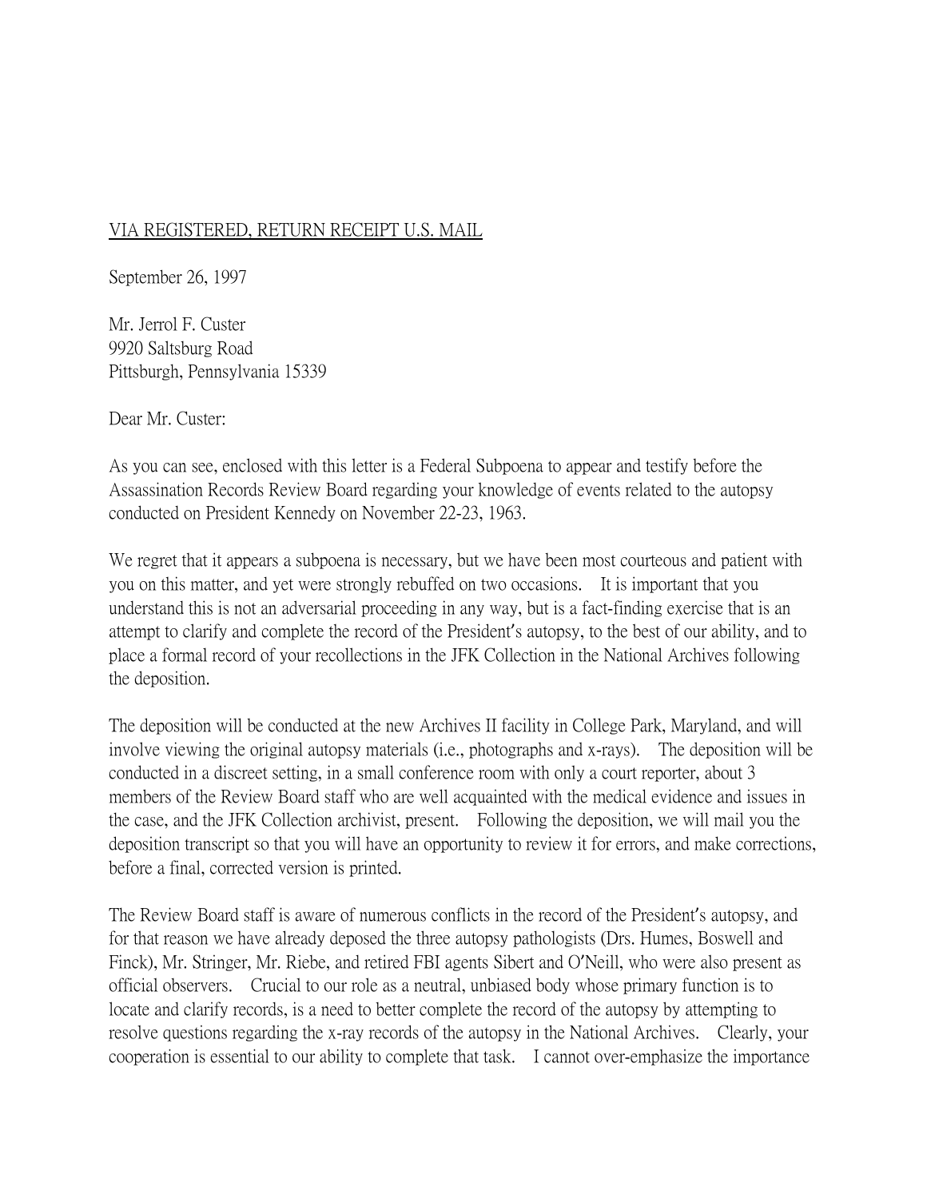VIA REGISTERED, RETURN RECEIPT U.S. MAIL

September 26, 1997

Mr. Jerrol F. Custer
9920 Saltsburg Road
Pittsburgh, Pennsylvania 15339

Dear Mr. Custer:

As you can see, enclosed with this letter is a Federal Subpoena to appear and testify before the Assassination Records Review Board regarding your knowledge of events related to the autopsy conducted on President Kennedy on November 22-23, 1963.

We regret that it appears a subpoena is necessary, but we have been most courteous and patient with you on this matter, and yet were strongly rebuffed on two occasions. It is important that you understand this is not an adversarial proceeding in any way, but is a fact-finding exercise that is an attempt to clarify and complete the record of the President's autopsy, to the best of our ability, and to place a formal record of your recollections in the JFK Collection in the National Archives following the deposition.

The deposition will be conducted at the new Archives II facility in College Park, Maryland, and will involve viewing the original autopsy materials (i.e., photographs and x-rays). The deposition will be conducted in a discreet setting, in a small conference room with only a court reporter, about 3 members of the Review Board staff who are well acquainted with the medical evidence and issues in the case, and the JFK Collection archivist, present. Following the deposition, we will mail you the deposition transcript so that you will have an opportunity to review it for errors, and make corrections, before a final, corrected version is printed.

The Review Board staff is aware of numerous conflicts in the record of the President's autopsy, and for that reason we have already deposed the three autopsy pathologists (Drs. Humes, Boswell and Finck), Mr. Stringer, Mr. Riebe, and retired FBI agents Sibert and O'Neill, who were also present as official observers. Crucial to our role as a neutral, unbiased body whose primary function is to locate and clarify records, is a need to better complete the record of the autopsy by attempting to resolve questions regarding the x-ray records of the autopsy in the National Archives. Clearly, your cooperation is essential to our ability to complete that task. I cannot over-emphasize the importance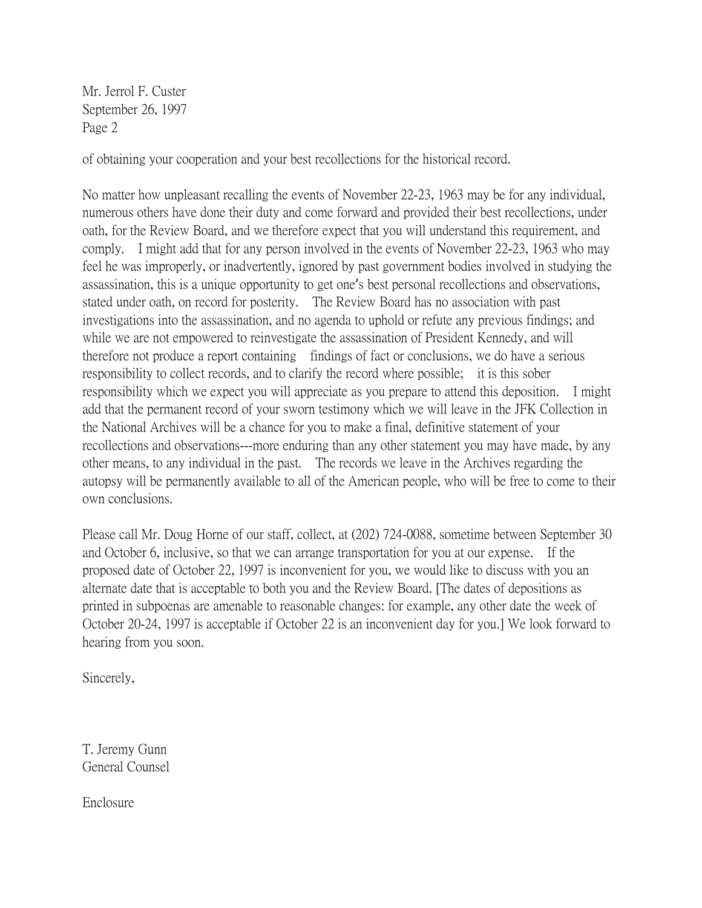Mr. Jerrol F. Custer
September 26, 1997
Page 2

of obtaining your cooperation and your best recollections for the historical record.

No matter how unpleasant recalling the events of November 22-23, 1963 may be for any individual, numerous others have done their duty and come forward and provided their best recollections, under oath, for the Review Board, and we therefore expect that you will understand this requirement, and comply. I might add that for any person involved in the events of November 22-23, 1963 who may feel he was improperly, or inadvertently, ignored by past government bodies involved in studying the assassination, this is a unique opportunity to get one's best personal recollections and observations, stated under oath, on record for posterity. The Review Board has no association with past investigations into the assassination, and no agenda to uphold or refute any previous findings; and while we are not empowered to reinvestigate the assassination of President Kennedy, and will therefore not produce a report containing findings of fact or conclusions, we do have a serious responsibility to collect records, and to clarify the record where possible; it is this sober responsibility which we expect you will appreciate as you prepare to attend this deposition. I might add that the permanent record of your sworn testimony which we will leave in the JFK Collection in the National Archives will be a chance for you to make a final, definitive statement of your recollections and observations---more enduring than any other statement you may have made, by any other means, to any individual in the past. The records we leave in the Archives regarding the autopsy will be permanently available to all of the American people, who will be free to come to their own conclusions.

Please call Mr. Doug Horne of our staff, collect, at (202) 724-0088, sometime between September 30 and October 6, inclusive, so that we can arrange transportation for you at our expense. If the proposed date of October 22, 1997 is inconvenient for you, we would like to discuss with you an alternate date that is acceptable to both you and the Review Board. [The dates of depositions as printed in subpoenas are amenable to reasonable changes: for example, any other date the week of October 20-24, 1997 is acceptable if October 22 is an inconvenient day for you.] We look forward to hearing from you soon.

Sincerely,

T. Jeremy Gunn
General Counsel

Enclosure